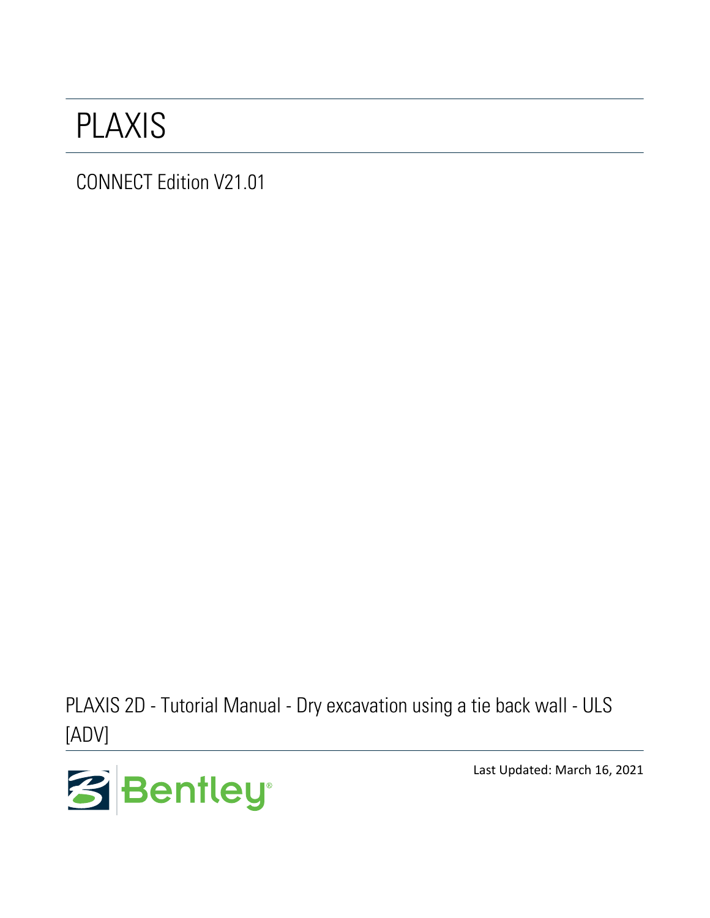# PLAXIS

CONNECT Edition V21.01

PLAXIS 2D - Tutorial Manual - Dry excavation using a tie back wall - ULS [ADV]

Bentley

Last Updated: March 16, 2021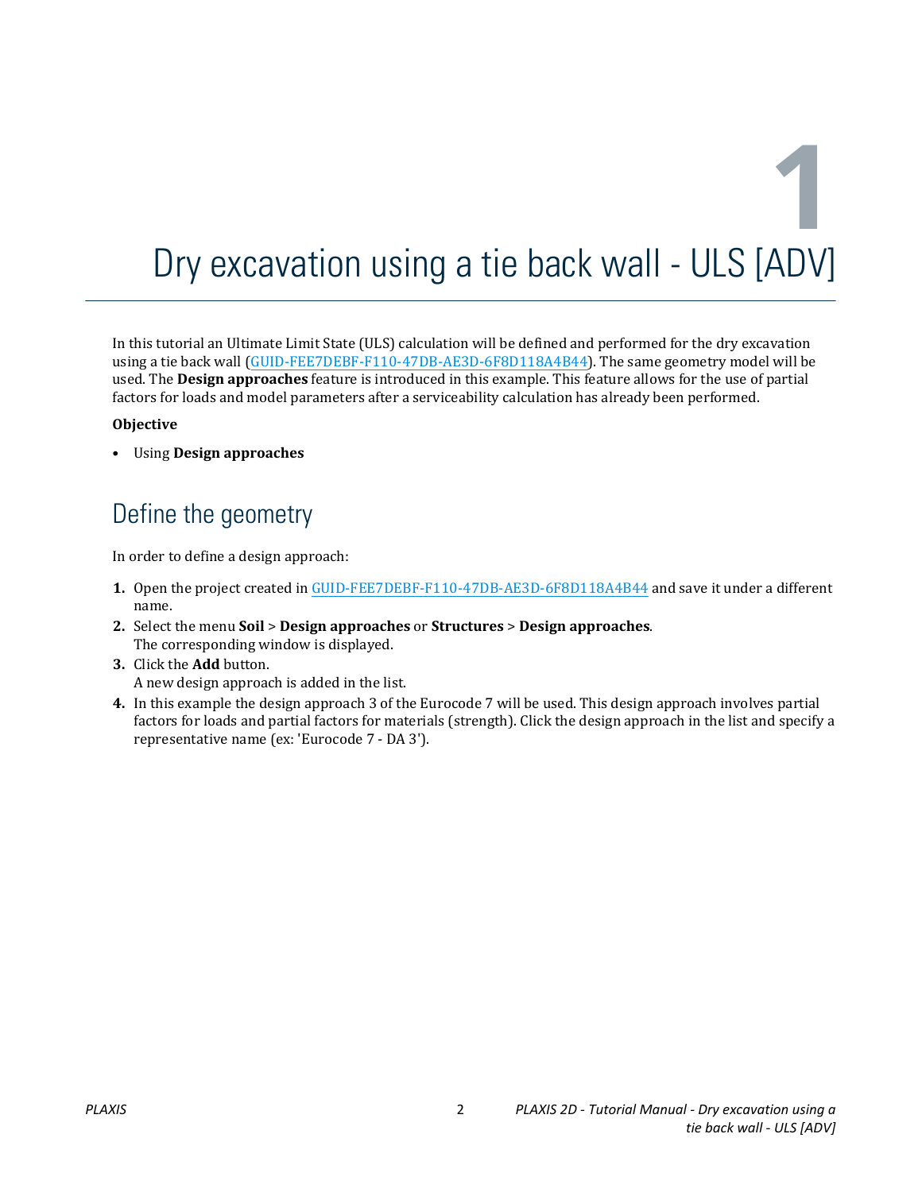# 1 Dry excavation using a tie back wall - ULS [ADV]

In this tutorial an Ultimate Limit State (ULS) calculation will be defined and performed for the dry excavation using a tie back wall (GUID-FEE7DEBF-F110-47DB-AE3D-6F8D118A4B44). The same geometry model will be used. The **Design approaches** feature is introduced in this example. This feature allows for the use of partial factors for loads and model parameters after a serviceability calculation has already been performed.

**Objective**

- Using **Design approaches**

## Define the geometry

In order to define a design approach:

1. Open the project created in GUID-FEE7DEBF-F110-47DB-AE3D-6F8D118A4B44 and save it under a different name.
2. Select the menu **Soil** > **Design approaches** or **Structures** > **Design approaches**.
   The corresponding window is displayed.
3. Click the **Add** button.
   A new design approach is added in the list.
4. In this example the design approach 3 of the Eurocode 7 will be used. This design approach involves partial factors for loads and partial factors for materials (strength). Click the design approach in the list and specify a representative name (ex: 'Eurocode 7 - DA 3').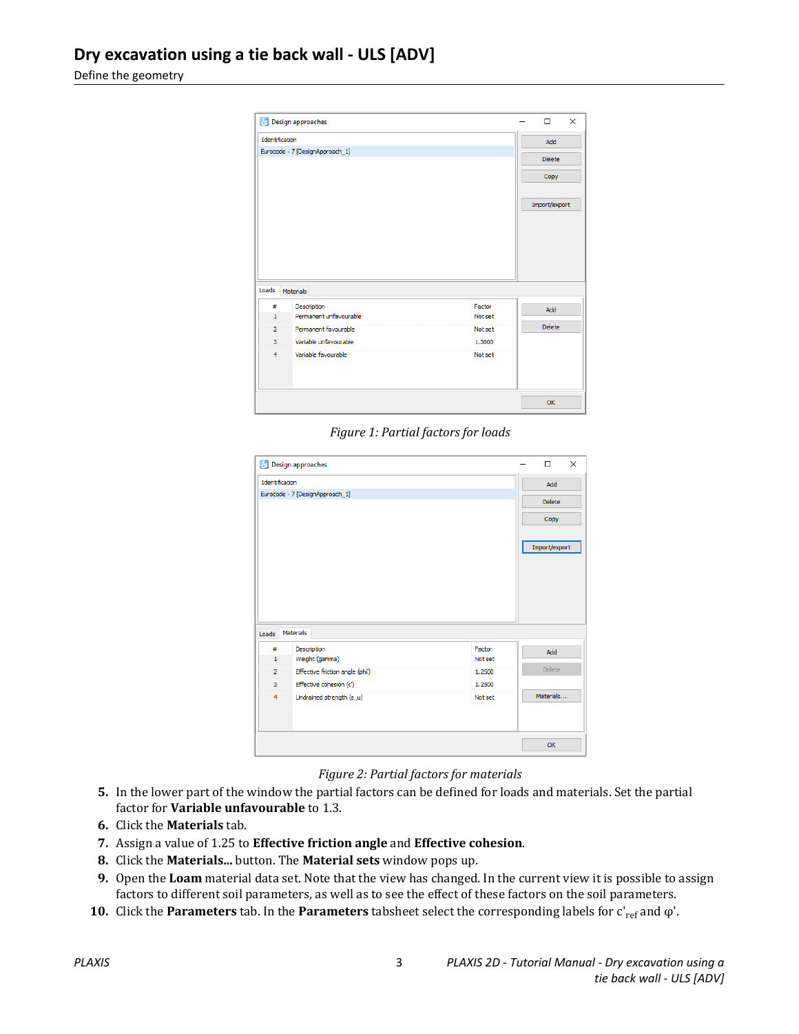Figure 1: Partial factors for loads

Figure 2: Partial factors for materials

5. In the lower part of the window the partial factors can be defined for loads and materials. Set the partial factor for **Variable unfavourable** to 1.3.
6. Click the **Materials** tab.
7. Assign a value of 1.25 to **Effective friction angle** and **Effective cohesion**.
8. Click the **Materials...** button. The **Material sets** window pops up.
9. Open the **Loam** material data set. Note that the view has changed. In the current view it is possible to assign factors to different soil parameters, as well as to see the effect of these factors on the soil parameters.
10. Click the **Parameters** tab. In the **Parameters** tabsheet select the corresponding labels for $c'_{ref}$ and $\varphi'$.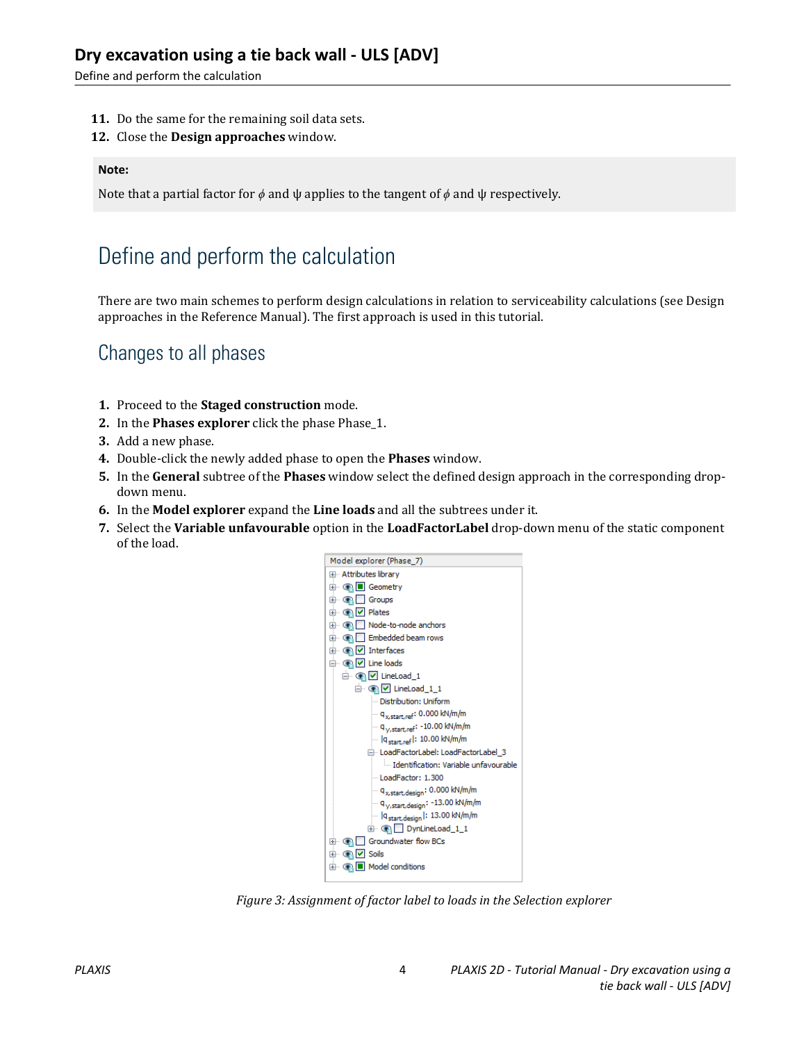11. Do the same for the remaining soil data sets.
12. Close the **Design approaches** window.

> **Note:**
>
> Note that a partial factor for $\phi$ and ψ applies to the tangent of $\phi$ and ψ respectively.

# Define and perform the calculation

There are two main schemes to perform design calculations in relation to serviceability calculations (see Design approaches in the Reference Manual). The first approach is used in this tutorial.

## Changes to all phases

1. Proceed to the **Staged construction** mode.
2. In the **Phases explorer** click the phase Phase_1.
3. Add a new phase.
4. Double-click the newly added phase to open the **Phases** window.
5. In the **General** subtree of the **Phases** window select the defined design approach in the corresponding drop-down menu.
6. In the **Model explorer** expand the **Line loads** and all the subtrees under it.
7. Select the **Variable unfavourable** option in the **LoadFactorLabel** drop-down menu of the static component of the load.

*Figure 3: Assignment of factor label to loads in the Selection explorer*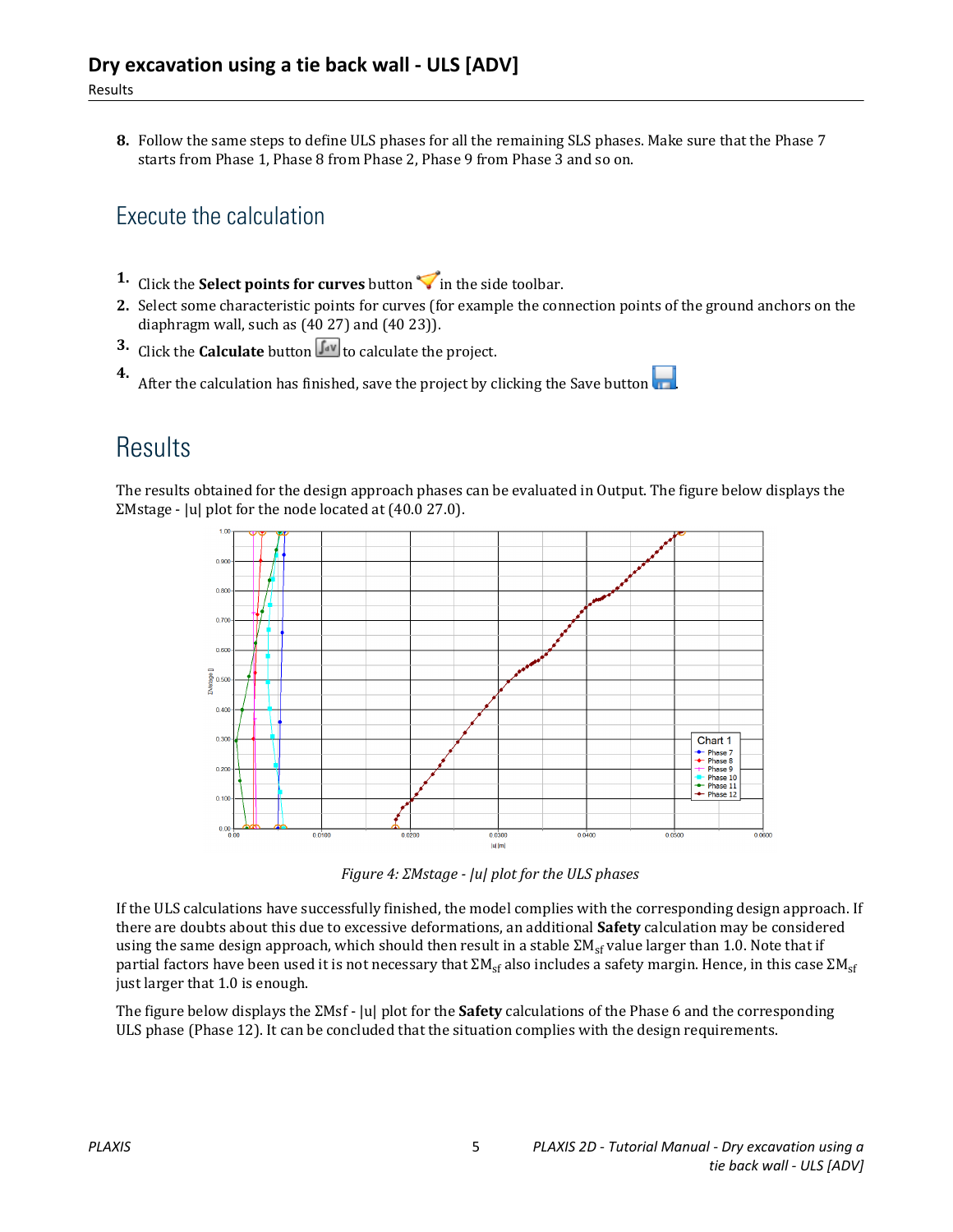8. Follow the same steps to define ULS phases for all the remaining SLS phases. Make sure that the Phase 7 starts from Phase 1, Phase 8 from Phase 2, Phase 9 from Phase 3 and so on.

## Execute the calculation

1. Click the **Select points for curves** button in the side toolbar.
2. Select some characteristic points for curves (for example the connection points of the ground anchors on the diaphragm wall, such as (40 27) and (40 23)).
3. Click the **Calculate** button to calculate the project.
4. After the calculation has finished, save the project by clicking the Save button.

## Results

The results obtained for the design approach phases can be evaluated in Output. The figure below displays the ΣMstage - |u| plot for the node located at (40.0 27.0).

*Figure 4: ΣMstage - |u| plot for the ULS phases*

If the ULS calculations have successfully finished, the model complies with the corresponding design approach. If there are doubts about this due to excessive deformations, an additional **Safety** calculation may be considered using the same design approach, which should then result in a stable $\Sigma M_{sf}$ value larger than 1.0. Note that if partial factors have been used it is not necessary that $\Sigma M_{sf}$ also includes a safety margin. Hence, in this case $\Sigma M_{sf}$ just larger that 1.0 is enough.

The figure below displays the ΣMsf - |u| plot for the **Safety** calculations of the Phase 6 and the corresponding ULS phase (Phase 12). It can be concluded that the situation complies with the design requirements.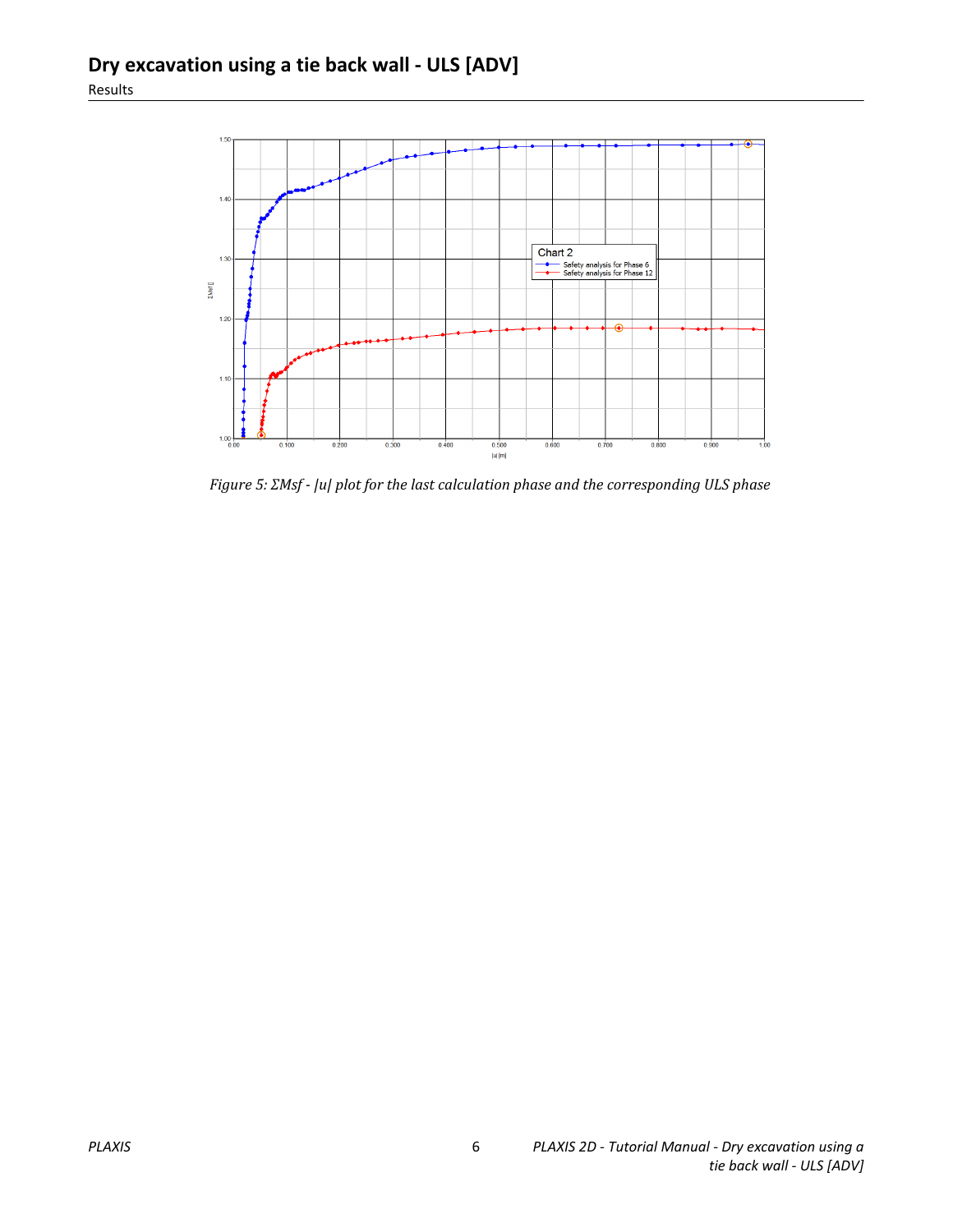Chart 2

Safety analysis for Phase 6

Safety analysis for Phase 12

ΣMsf []

|u| [m]

1.00
1.10
1.20
1.30
1.40
1.50

0.00
0.100
0.200
0.300
0.400
0.500
0.600
0.700
0.800
0.900
1.00

*Figure 5: ΣMsf - |u| plot for the last calculation phase and the corresponding ULS phase*